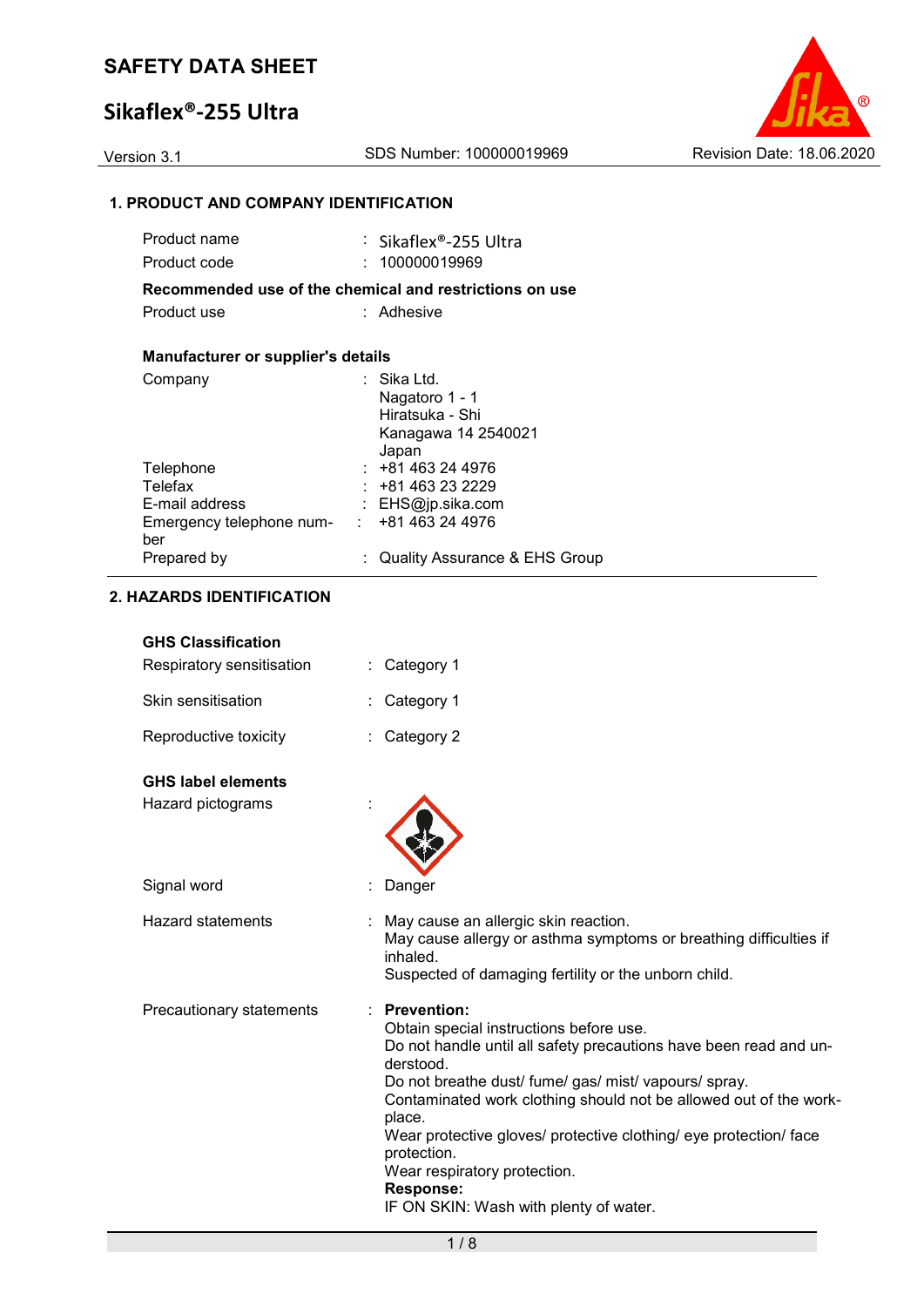# SAFETY DATA SHEET

## Sikaflex®-255 Ultra

Version 3.1 | SDS Number: 100000019969 | Revision Date: 18.06.2020

### 1. PRODUCT AND COMPANY IDENTIFICATION

| | |
|---|---|
| Product name | : Sikaflex®-255 Ultra |
| Product code | : 100000019969 |

**Recommended use of the chemical and restrictions on use**

| | |
|---|---|
| Product use | : Adhesive |

**Manufacturer or supplier's details**

| | |
|---|---|
| Company | : Sika Ltd.<br>Nagatoro 1 - 1<br>Hiratsuka - Shi<br>Kanagawa 14 2540021<br>Japan |
| Telephone | : +81 463 24 4976 |
| Telefax | : +81 463 23 2229 |
| E-mail address | : EHS@jp.sika.com |
| Emergency telephone number | : +81 463 24 4976 |
| Prepared by | : Quality Assurance & EHS Group |

### 2. HAZARDS IDENTIFICATION

**GHS Classification**

| | |
|---|---|
| Respiratory sensitisation | : Category 1 |
| Skin sensitisation | : Category 1 |
| Reproductive toxicity | : Category 2 |

**GHS label elements**

Hazard pictograms :

Signal word : Danger

Hazard statements : May cause an allergic skin reaction.
May cause allergy or asthma symptoms or breathing difficulties if inhaled.
Suspected of damaging fertility or the unborn child.

Precautionary statements : **Prevention:**
Obtain special instructions before use.
Do not handle until all safety precautions have been read and understood.
Do not breathe dust/ fume/ gas/ mist/ vapours/ spray.
Contaminated work clothing should not be allowed out of the workplace.
Wear protective gloves/ protective clothing/ eye protection/ face protection.
Wear respiratory protection.
**Response:**
IF ON SKIN: Wash with plenty of water.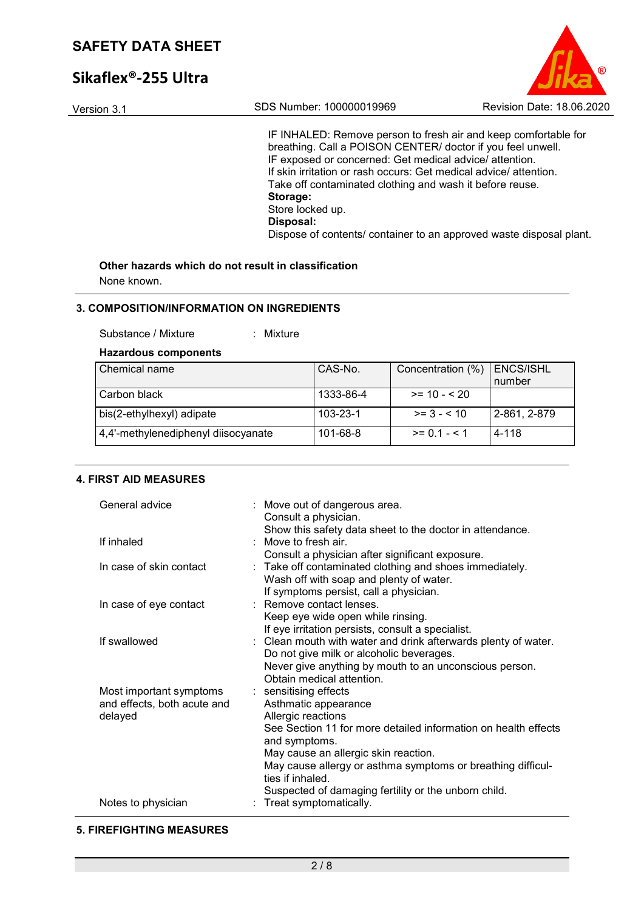IF INHALED: Remove person to fresh air and keep comfortable for breathing. Call a POISON CENTER/ doctor if you feel unwell.
IF exposed or concerned: Get medical advice/ attention.
If skin irritation or rash occurs: Get medical advice/ attention.
Take off contaminated clothing and wash it before reuse.

**Storage:**

Store locked up.

**Disposal:**

Dispose of contents/ container to an approved waste disposal plant.

**Other hazards which do not result in classification**

None known.

## 3. COMPOSITION/INFORMATION ON INGREDIENTS

Substance / Mixture : Mixture

**Hazardous components**

| Chemical name | CAS-No. | Concentration (%) | ENCS/ISHL number |
|---|---|---|---|
| Carbon black | 1333-86-4 | >= 10 - < 20 | |
| bis(2-ethylhexyl) adipate | 103-23-1 | >= 3 - < 10 | 2-861, 2-879 |
| 4,4'-methylenediphenyl diisocyanate | 101-68-8 | >= 0.1 - < 1 | 4-118 |

## 4. FIRST AID MEASURES

General advice : Move out of dangerous area.
Consult a physician.
Show this safety data sheet to the doctor in attendance.

If inhaled : Move to fresh air.
Consult a physician after significant exposure.

In case of skin contact : Take off contaminated clothing and shoes immediately.
Wash off with soap and plenty of water.
If symptoms persist, call a physician.

In case of eye contact : Remove contact lenses.
Keep eye wide open while rinsing.
If eye irritation persists, consult a specialist.

If swallowed : Clean mouth with water and drink afterwards plenty of water.
Do not give milk or alcoholic beverages.
Never give anything by mouth to an unconscious person.
Obtain medical attention.

Most important symptoms and effects, both acute and delayed : sensitising effects
Asthmatic appearance
Allergic reactions
See Section 11 for more detailed information on health effects and symptoms.
May cause an allergic skin reaction.
May cause allergy or asthma symptoms or breathing difficulties if inhaled.
Suspected of damaging fertility or the unborn child.

Notes to physician : Treat symptomatically.

## 5. FIREFIGHTING MEASURES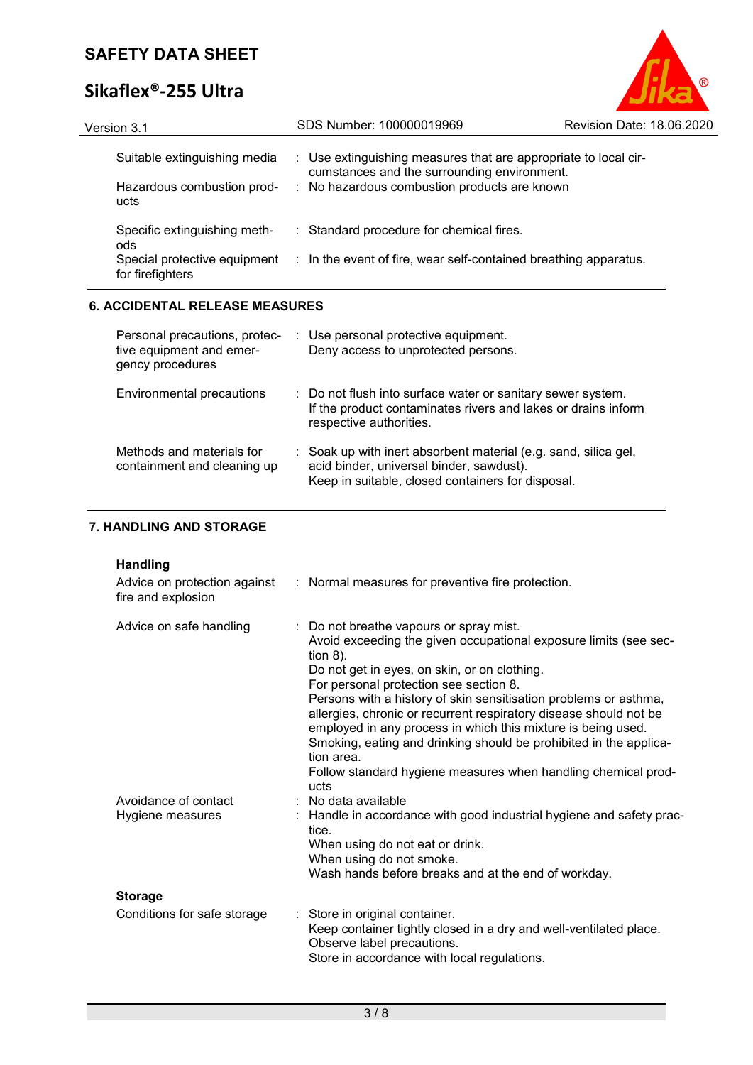| | | |
|---|---|---|
| Suitable extinguishing media | : | Use extinguishing measures that are appropriate to local circumstances and the surrounding environment. |
| Hazardous combustion products | : | No hazardous combustion products are known |
| Specific extinguishing methods | : | Standard procedure for chemical fires. |
| Special protective equipment for firefighters | : | In the event of fire, wear self-contained breathing apparatus. |

## 6. ACCIDENTAL RELEASE MEASURES

| | | |
|---|---|---|
| Personal precautions, protective equipment and emergency procedures | : | Use personal protective equipment.<br>Deny access to unprotected persons. |
| Environmental precautions | : | Do not flush into surface water or sanitary sewer system.<br>If the product contaminates rivers and lakes or drains inform respective authorities. |
| Methods and materials for containment and cleaning up | : | Soak up with inert absorbent material (e.g. sand, silica gel, acid binder, universal binder, sawdust).<br>Keep in suitable, closed containers for disposal. |

## 7. HANDLING AND STORAGE

### Handling

| | | |
|---|---|---|
| Advice on protection against fire and explosion | : | Normal measures for preventive fire protection. |
| Advice on safe handling | : | Do not breathe vapours or spray mist.<br>Avoid exceeding the given occupational exposure limits (see section 8).<br>Do not get in eyes, on skin, or on clothing.<br>For personal protection see section 8.<br>Persons with a history of skin sensitisation problems or asthma, allergies, chronic or recurrent respiratory disease should not be employed in any process in which this mixture is being used.<br>Smoking, eating and drinking should be prohibited in the application area.<br>Follow standard hygiene measures when handling chemical products |
| Avoidance of contact | : | No data available |
| Hygiene measures | : | Handle in accordance with good industrial hygiene and safety practice.<br>When using do not eat or drink.<br>When using do not smoke.<br>Wash hands before breaks and at the end of workday. |

### Storage

| | | |
|---|---|---|
| Conditions for safe storage | : | Store in original container.<br>Keep container tightly closed in a dry and well-ventilated place.<br>Observe label precautions.<br>Store in accordance with local regulations. |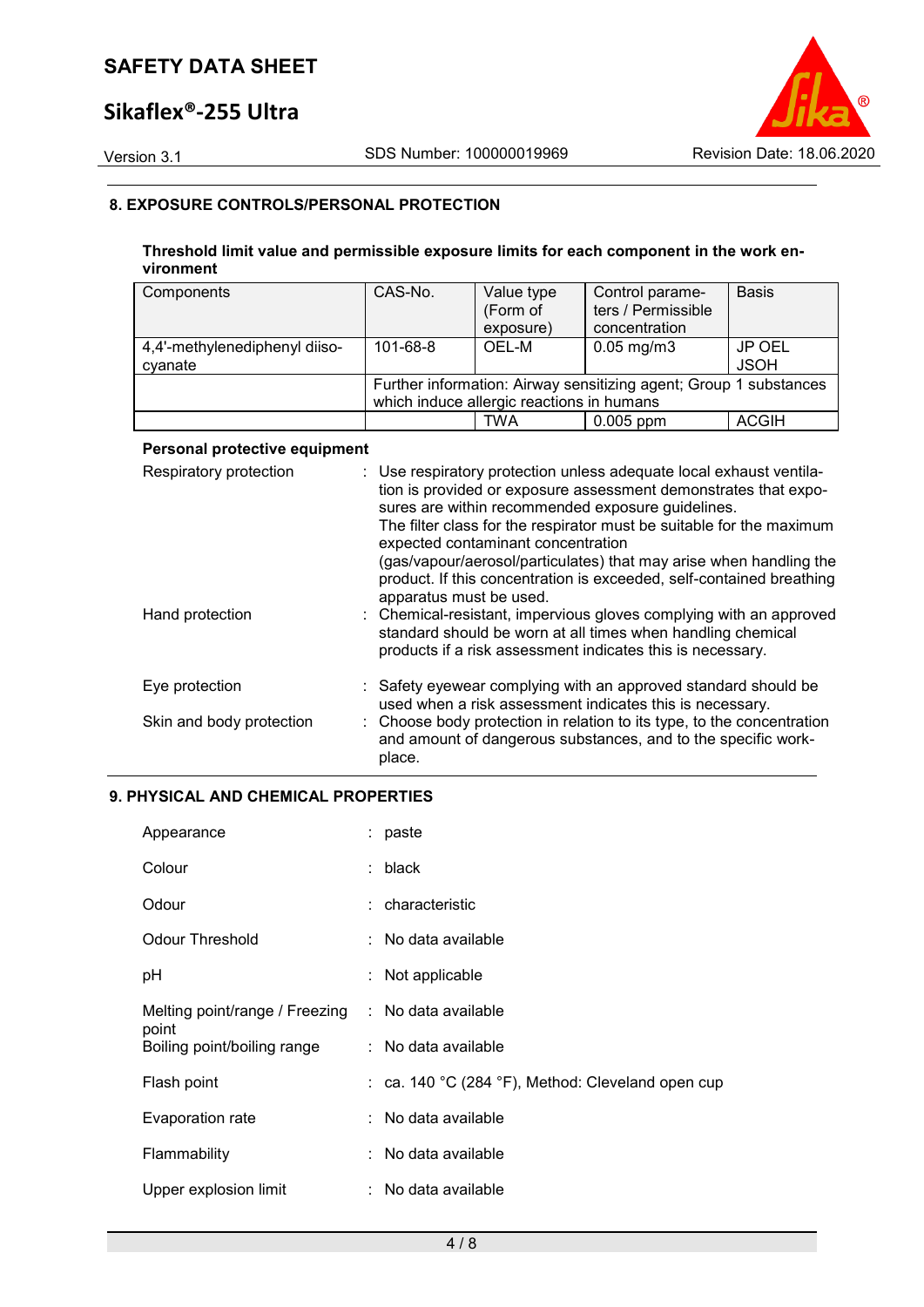## 8. EXPOSURE CONTROLS/PERSONAL PROTECTION

**Threshold limit value and permissible exposure limits for each component in the work environment**

| Components | CAS-No. | Value type (Form of exposure) | Control parameters / Permissible concentration | Basis |
|---|---|---|---|---|
| 4,4'-methylenediphenyl diisocyanate | 101-68-8 | OEL-M | 0.05 mg/m3 | JP OEL JSOH |
| | Further information: Airway sensitizing agent; Group 1 substances which induce allergic reactions in humans | | | |
| | | TWA | 0.005 ppm | ACGIH |

**Personal protective equipment**

Respiratory protection : Use respiratory protection unless adequate local exhaust ventilation is provided or exposure assessment demonstrates that exposures are within recommended exposure guidelines.
The filter class for the respirator must be suitable for the maximum expected contaminant concentration (gas/vapour/aerosol/particulates) that may arise when handling the product. If this concentration is exceeded, self-contained breathing apparatus must be used.

Hand protection : Chemical-resistant, impervious gloves complying with an approved standard should be worn at all times when handling chemical products if a risk assessment indicates this is necessary.

Eye protection : Safety eyewear complying with an approved standard should be used when a risk assessment indicates this is necessary.

Skin and body protection : Choose body protection in relation to its type, to the concentration and amount of dangerous substances, and to the specific workplace.

## 9. PHYSICAL AND CHEMICAL PROPERTIES

Appearance : paste

Colour : black

Odour : characteristic

Odour Threshold : No data available

pH : Not applicable

Melting point/range / Freezing point : No data available

Boiling point/boiling range : No data available

Flash point : ca. 140 °C (284 °F), Method: Cleveland open cup

Evaporation rate : No data available

Flammability : No data available

Upper explosion limit : No data available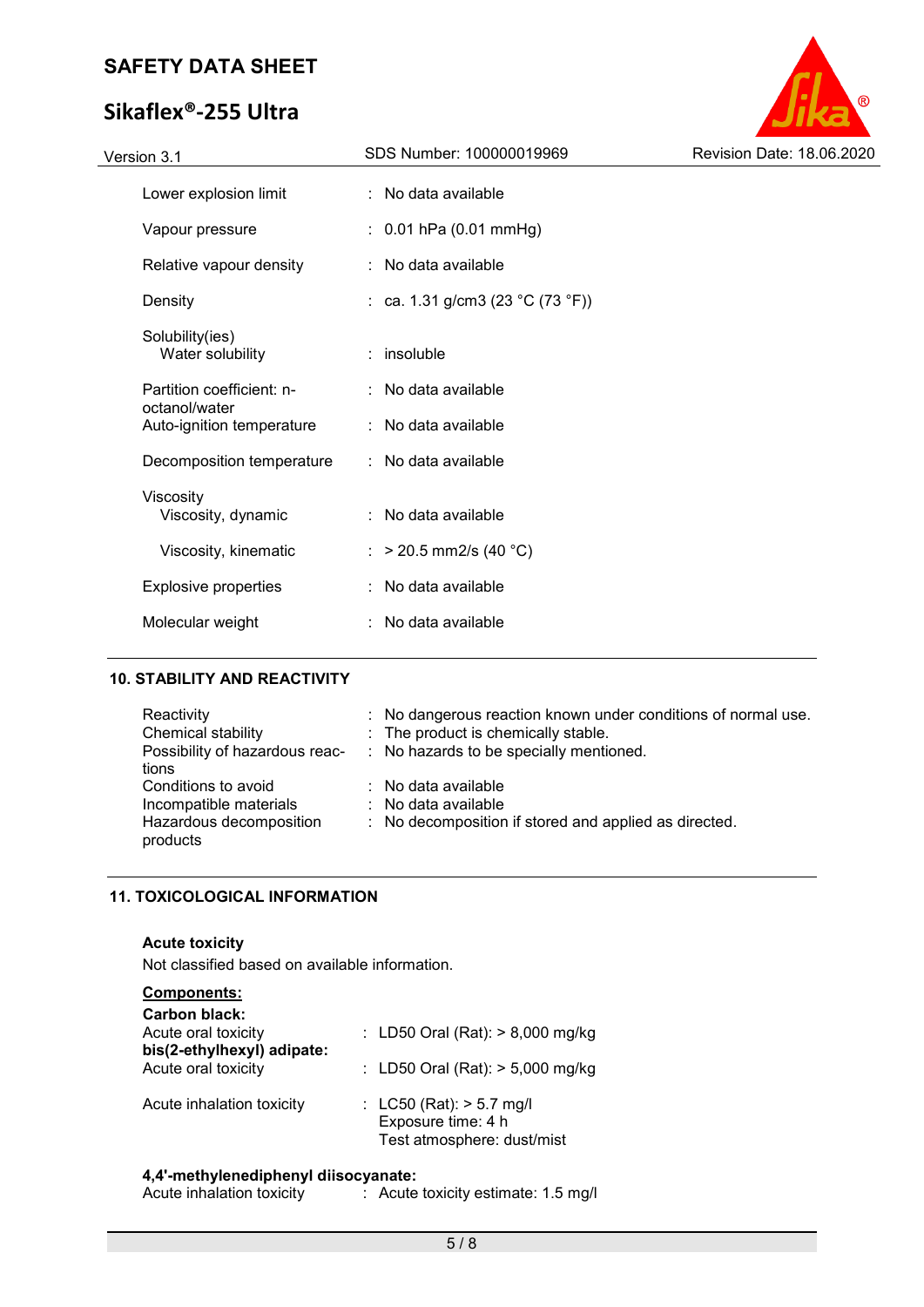| | | |
|---|---|---|
| Lower explosion limit | : | No data available |
| Vapour pressure | : | 0.01 hPa (0.01 mmHg) |
| Relative vapour density | : | No data available |
| Density | : | ca. 1.31 g/cm3 (23 °C (73 °F)) |
| Solubility(ies) | | |
| Water solubility | : | insoluble |
| Partition coefficient: n-octanol/water | : | No data available |
| Auto-ignition temperature | : | No data available |
| Decomposition temperature | : | No data available |
| Viscosity | | |
| Viscosity, dynamic | : | No data available |
| Viscosity, kinematic | : | > 20.5 mm2/s (40 °C) |
| Explosive properties | : | No data available |
| Molecular weight | : | No data available |

## 10. STABILITY AND REACTIVITY

| | | |
|---|---|---|
| Reactivity | : | No dangerous reaction known under conditions of normal use. |
| Chemical stability | : | The product is chemically stable. |
| Possibility of hazardous reactions | : | No hazards to be specially mentioned. |
| Conditions to avoid | : | No data available |
| Incompatible materials | : | No data available |
| Hazardous decomposition products | : | No decomposition if stored and applied as directed. |

## 11. TOXICOLOGICAL INFORMATION

**Acute toxicity**

Not classified based on available information.

**Components:**

**Carbon black:**

| | | |
|---|---|---|
| Acute oral toxicity | : | LD50 Oral (Rat): > 8,000 mg/kg |

**bis(2-ethylhexyl) adipate:**

| | | |
|---|---|---|
| Acute oral toxicity | : | LD50 Oral (Rat): > 5,000 mg/kg |
| Acute inhalation toxicity | : | LC50 (Rat): > 5.7 mg/l<br>Exposure time: 4 h<br>Test atmosphere: dust/mist |

**4,4'-methylenediphenyl diisocyanate:**

| | | |
|---|---|---|
| Acute inhalation toxicity | : | Acute toxicity estimate: 1.5 mg/l |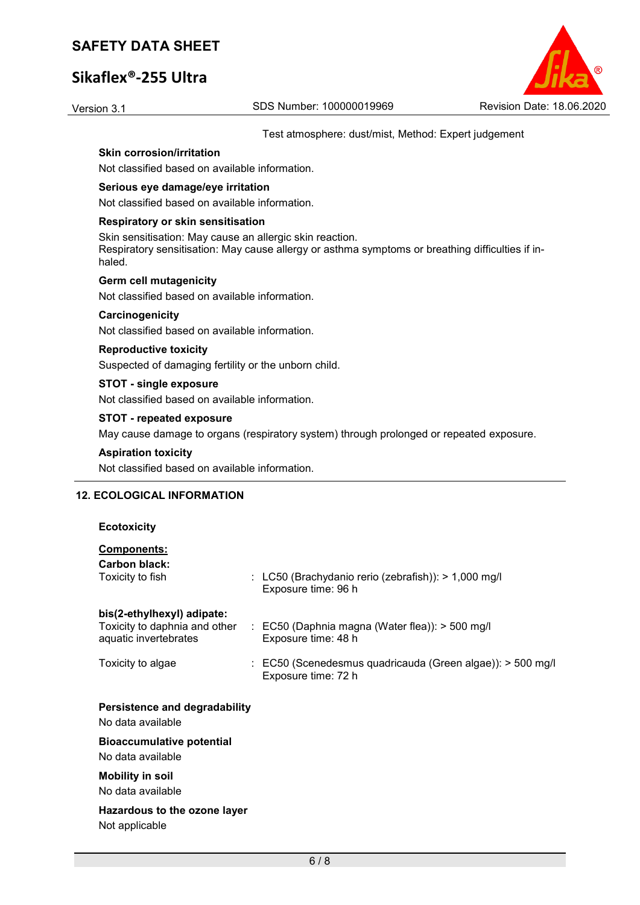Test atmosphere: dust/mist, Method: Expert judgement

**Skin corrosion/irritation**

Not classified based on available information.

**Serious eye damage/eye irritation**

Not classified based on available information.

**Respiratory or skin sensitisation**

Skin sensitisation: May cause an allergic skin reaction.
Respiratory sensitisation: May cause allergy or asthma symptoms or breathing difficulties if inhaled.

**Germ cell mutagenicity**

Not classified based on available information.

**Carcinogenicity**

Not classified based on available information.

**Reproductive toxicity**

Suspected of damaging fertility or the unborn child.

**STOT - single exposure**

Not classified based on available information.

**STOT - repeated exposure**

May cause damage to organs (respiratory system) through prolonged or repeated exposure.

**Aspiration toxicity**

Not classified based on available information.

## 12. ECOLOGICAL INFORMATION

**Ecotoxicity**

**Components:**

**Carbon black:**

Toxicity to fish : LC50 (Brachydanio rerio (zebrafish)): > 1,000 mg/l
Exposure time: 96 h

**bis(2-ethylhexyl) adipate:**

Toxicity to daphnia and other aquatic invertebrates : EC50 (Daphnia magna (Water flea)): > 500 mg/l
Exposure time: 48 h

Toxicity to algae : EC50 (Scenedesmus quadricauda (Green algae)): > 500 mg/l
Exposure time: 72 h

**Persistence and degradability**

No data available

**Bioaccumulative potential**

No data available

**Mobility in soil**

No data available

**Hazardous to the ozone layer**

Not applicable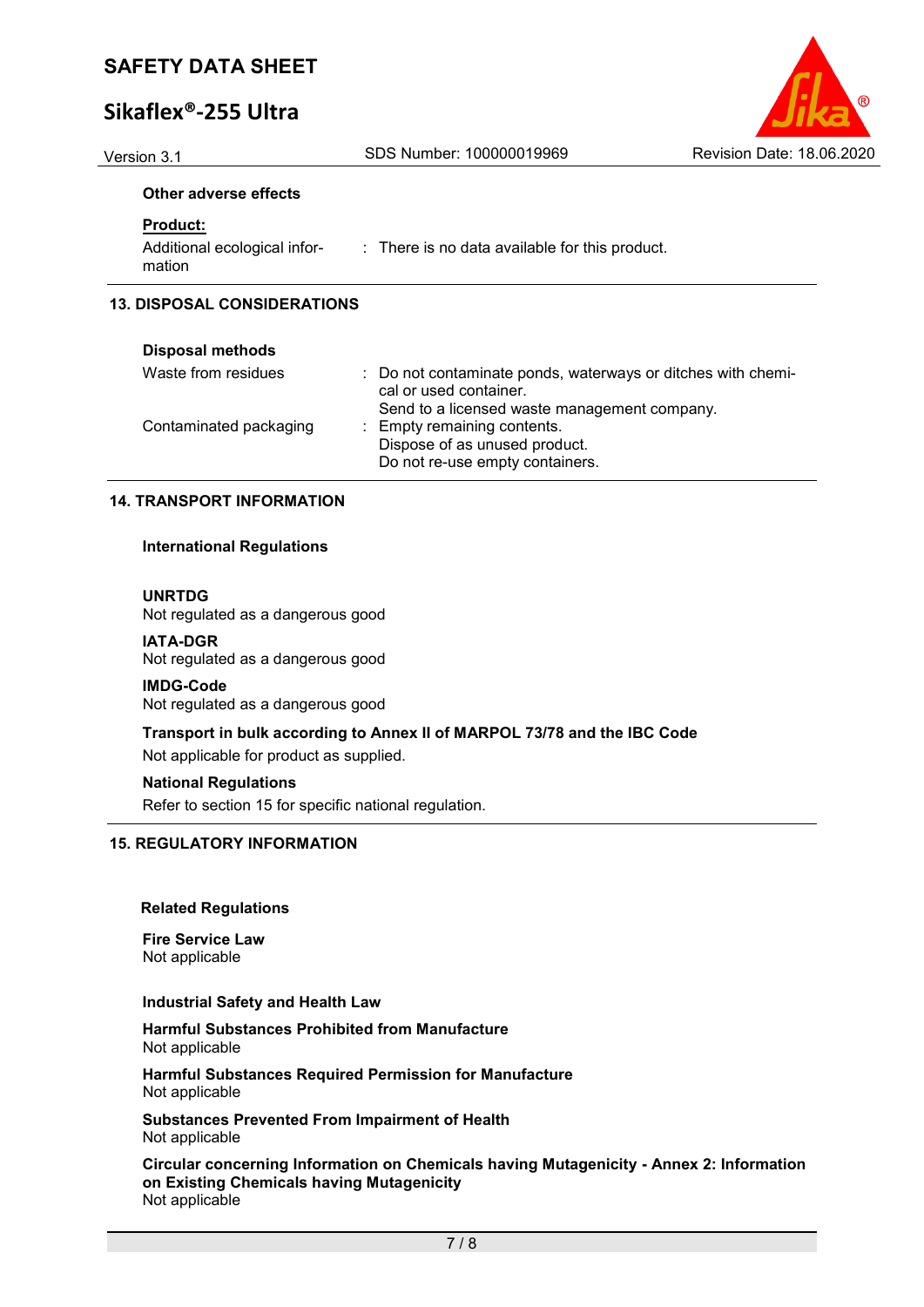**Other adverse effects**

**Product:**

| | |
|---|---|
| Additional ecological information | : There is no data available for this product. |

## 13. DISPOSAL CONSIDERATIONS

**Disposal methods**

| | |
|---|---|
| Waste from residues | : Do not contaminate ponds, waterways or ditches with chemical or used container.<br>Send to a licensed waste management company. |
| Contaminated packaging | : Empty remaining contents.<br>Dispose of as unused product.<br>Do not re-use empty containers. |

## 14. TRANSPORT INFORMATION

**International Regulations**

**UNRTDG**
Not regulated as a dangerous good

**IATA-DGR**
Not regulated as a dangerous good

**IMDG-Code**
Not regulated as a dangerous good

**Transport in bulk according to Annex II of MARPOL 73/78 and the IBC Code**
Not applicable for product as supplied.

**National Regulations**
Refer to section 15 for specific national regulation.

## 15. REGULATORY INFORMATION

**Related Regulations**

**Fire Service Law**
Not applicable

**Industrial Safety and Health Law**

**Harmful Substances Prohibited from Manufacture**
Not applicable

**Harmful Substances Required Permission for Manufacture**
Not applicable

**Substances Prevented From Impairment of Health**
Not applicable

**Circular concerning Information on Chemicals having Mutagenicity - Annex 2: Information on Existing Chemicals having Mutagenicity**
Not applicable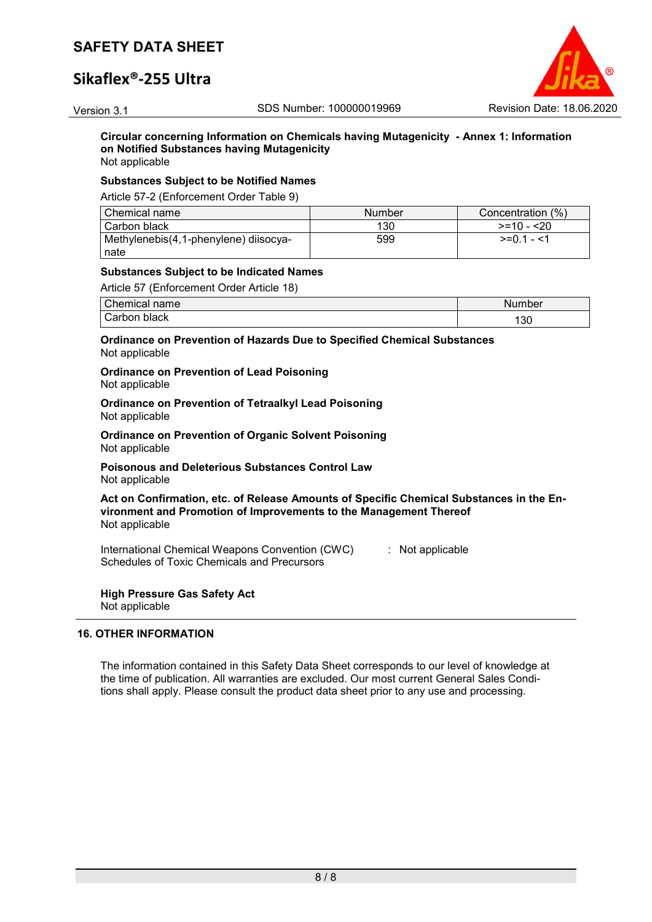**Circular concerning Information on Chemicals having Mutagenicity - Annex 1: Information on Notified Substances having Mutagenicity**
Not applicable

**Substances Subject to be Notified Names**

Article 57-2 (Enforcement Order Table 9)

| Chemical name | Number | Concentration (%) |
|---|---|---|
| Carbon black | 130 | >=10 - <20 |
| Methylenebis(4,1-phenylene) diisocyanate | 599 | >=0.1 - <1 |

**Substances Subject to be Indicated Names**

Article 57 (Enforcement Order Article 18)

| Chemical name | Number |
|---|---|
| Carbon black | 130 |

**Ordinance on Prevention of Hazards Due to Specified Chemical Substances**
Not applicable

**Ordinance on Prevention of Lead Poisoning**
Not applicable

**Ordinance on Prevention of Tetraalkyl Lead Poisoning**
Not applicable

**Ordinance on Prevention of Organic Solvent Poisoning**
Not applicable

**Poisonous and Deleterious Substances Control Law**
Not applicable

**Act on Confirmation, etc. of Release Amounts of Specific Chemical Substances in the Environment and Promotion of Improvements to the Management Thereof**
Not applicable

International Chemical Weapons Convention (CWC) Schedules of Toxic Chemicals and Precursors : Not applicable

**High Pressure Gas Safety Act**
Not applicable

## 16. OTHER INFORMATION

The information contained in this Safety Data Sheet corresponds to our level of knowledge at the time of publication. All warranties are excluded. Our most current General Sales Conditions shall apply. Please consult the product data sheet prior to any use and processing.